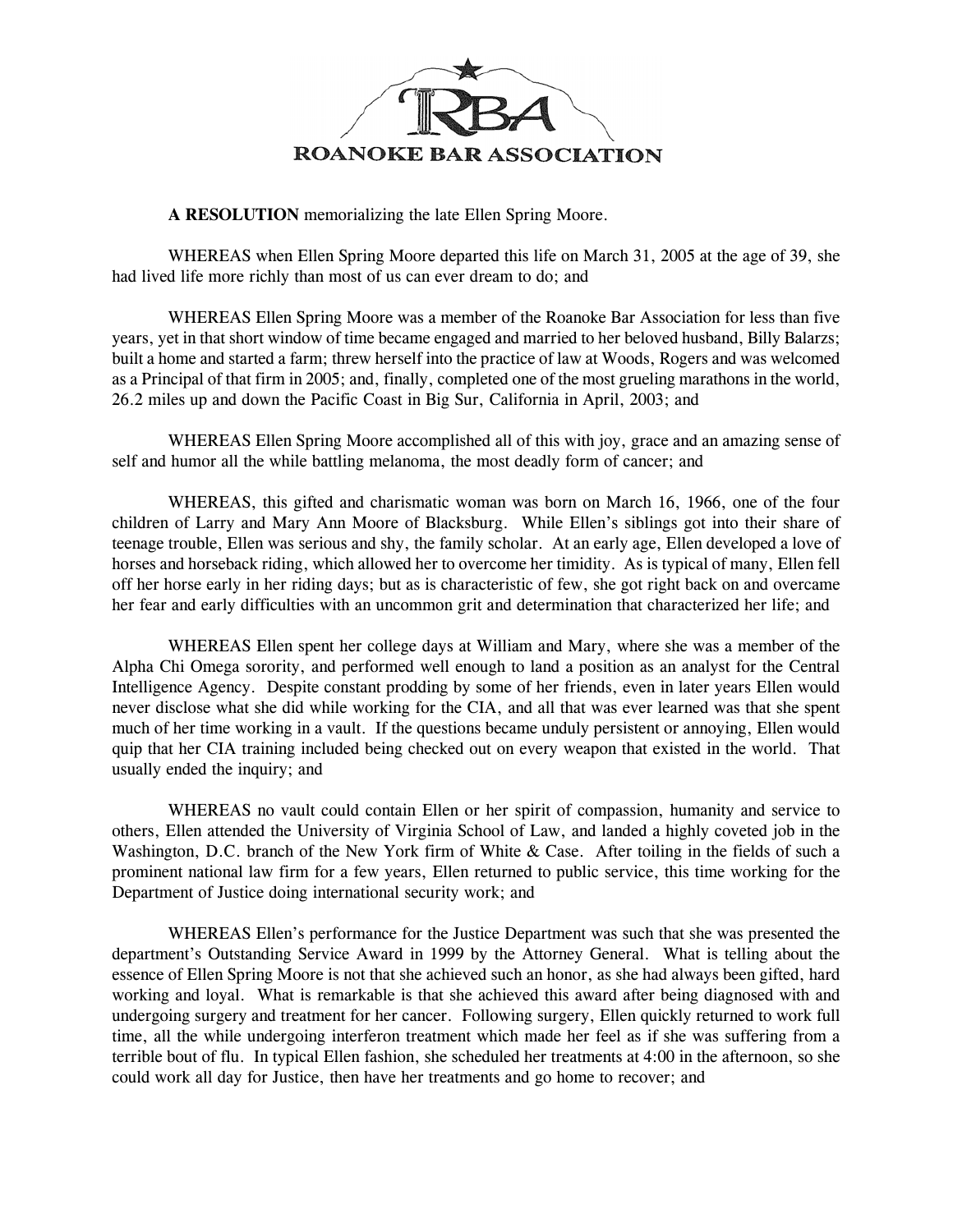# ROANOKE BAR ASSOCIATION

**A RESOLUTION** memorializing the late Ellen Spring Moore.

WHEREAS when Ellen Spring Moore departed this life on March 31, 2005 at the age of 39, she had lived life more richly than most of us can ever dream to do; and

WHEREAS Ellen Spring Moore was a member of the Roanoke Bar Association for less than five years, yet in that short window of time became engaged and married to her beloved husband, Billy Balarzs; built a home and started a farm; threw herself into the practice of law at Woods, Rogers and was welcomed as a Principal of that firm in 2005; and, finally, completed one of the most grueling marathons in the world, 26.2 miles up and down the Pacific Coast in Big Sur, California in April, 2003; and

WHEREAS Ellen Spring Moore accomplished all of this with joy, grace and an amazing sense of self and humor all the while battling melanoma, the most deadly form of cancer; and

WHEREAS, this gifted and charismatic woman was born on March 16, 1966, one of the four children of Larry and Mary Ann Moore of Blacksburg. While Ellen's siblings got into their share of teenage trouble, Ellen was serious and shy, the family scholar. At an early age, Ellen developed a love of horses and horseback riding, which allowed her to overcome her timidity. As is typical of many, Ellen fell off her horse early in her riding days; but as is characteristic of few, she got right back on and overcame her fear and early difficulties with an uncommon grit and determination that characterized her life; and

WHEREAS Ellen spent her college days at William and Mary, where she was a member of the Alpha Chi Omega sorority, and performed well enough to land a position as an analyst for the Central Intelligence Agency. Despite constant prodding by some of her friends, even in later years Ellen would never disclose what she did while working for the CIA, and all that was ever learned was that she spent much of her time working in a vault. If the questions became unduly persistent or annoying, Ellen would quip that her CIA training included being checked out on every weapon that existed in the world. That usually ended the inquiry; and

WHEREAS no vault could contain Ellen or her spirit of compassion, humanity and service to others, Ellen attended the University of Virginia School of Law, and landed a highly coveted job in the Washington, D.C. branch of the New York firm of White & Case. After toiling in the fields of such a prominent national law firm for a few years, Ellen returned to public service, this time working for the Department of Justice doing international security work; and

WHEREAS Ellen's performance for the Justice Department was such that she was presented the department's Outstanding Service Award in 1999 by the Attorney General. What is telling about the essence of Ellen Spring Moore is not that she achieved such an honor, as she had always been gifted, hard working and loyal. What is remarkable is that she achieved this award after being diagnosed with and undergoing surgery and treatment for her cancer. Following surgery, Ellen quickly returned to work full time, all the while undergoing interferon treatment which made her feel as if she was suffering from a terrible bout of flu. In typical Ellen fashion, she scheduled her treatments at 4:00 in the afternoon, so she could work all day for Justice, then have her treatments and go home to recover; and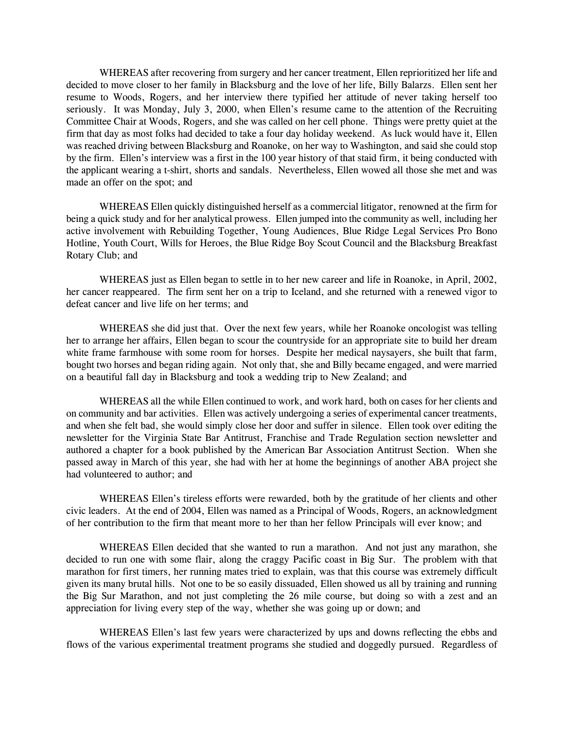WHEREAS after recovering from surgery and her cancer treatment, Ellen reprioritized her life and decided to move closer to her family in Blacksburg and the love of her life, Billy Balarzs. Ellen sent her resume to Woods, Rogers, and her interview there typified her attitude of never taking herself too seriously. It was Monday, July 3, 2000, when Ellen's resume came to the attention of the Recruiting Committee Chair at Woods, Rogers, and she was called on her cell phone. Things were pretty quiet at the firm that day as most folks had decided to take a four day holiday weekend. As luck would have it, Ellen was reached driving between Blacksburg and Roanoke, on her way to Washington, and said she could stop by the firm. Ellen's interview was a first in the 100 year history of that staid firm, it being conducted with the applicant wearing a t-shirt, shorts and sandals. Nevertheless, Ellen wowed all those she met and was made an offer on the spot; and

WHEREAS Ellen quickly distinguished herself as a commercial litigator, renowned at the firm for being a quick study and for her analytical prowess. Ellen jumped into the community as well, including her active involvement with Rebuilding Together, Young Audiences, Blue Ridge Legal Services Pro Bono Hotline, Youth Court, Wills for Heroes, the Blue Ridge Boy Scout Council and the Blacksburg Breakfast Rotary Club; and

WHEREAS just as Ellen began to settle in to her new career and life in Roanoke, in April, 2002, her cancer reappeared. The firm sent her on a trip to Iceland, and she returned with a renewed vigor to defeat cancer and live life on her terms; and

WHEREAS she did just that. Over the next few years, while her Roanoke oncologist was telling her to arrange her affairs, Ellen began to scour the countryside for an appropriate site to build her dream white frame farmhouse with some room for horses. Despite her medical naysayers, she built that farm, bought two horses and began riding again. Not only that, she and Billy became engaged, and were married on a beautiful fall day in Blacksburg and took a wedding trip to New Zealand; and

WHEREAS all the while Ellen continued to work, and work hard, both on cases for her clients and on community and bar activities. Ellen was actively undergoing a series of experimental cancer treatments, and when she felt bad, she would simply close her door and suffer in silence. Ellen took over editing the newsletter for the Virginia State Bar Antitrust, Franchise and Trade Regulation section newsletter and authored a chapter for a book published by the American Bar Association Antitrust Section. When she passed away in March of this year, she had with her at home the beginnings of another ABA project she had volunteered to author; and

WHEREAS Ellen's tireless efforts were rewarded, both by the gratitude of her clients and other civic leaders. At the end of 2004, Ellen was named as a Principal of Woods, Rogers, an acknowledgment of her contribution to the firm that meant more to her than her fellow Principals will ever know; and

WHEREAS Ellen decided that she wanted to run a marathon. And not just any marathon, she decided to run one with some flair, along the craggy Pacific coast in Big Sur. The problem with that marathon for first timers, her running mates tried to explain, was that this course was extremely difficult given its many brutal hills. Not one to be so easily dissuaded, Ellen showed us all by training and running the Big Sur Marathon, and not just completing the 26 mile course, but doing so with a zest and an appreciation for living every step of the way, whether she was going up or down; and

WHEREAS Ellen's last few years were characterized by ups and downs reflecting the ebbs and flows of the various experimental treatment programs she studied and doggedly pursued. Regardless of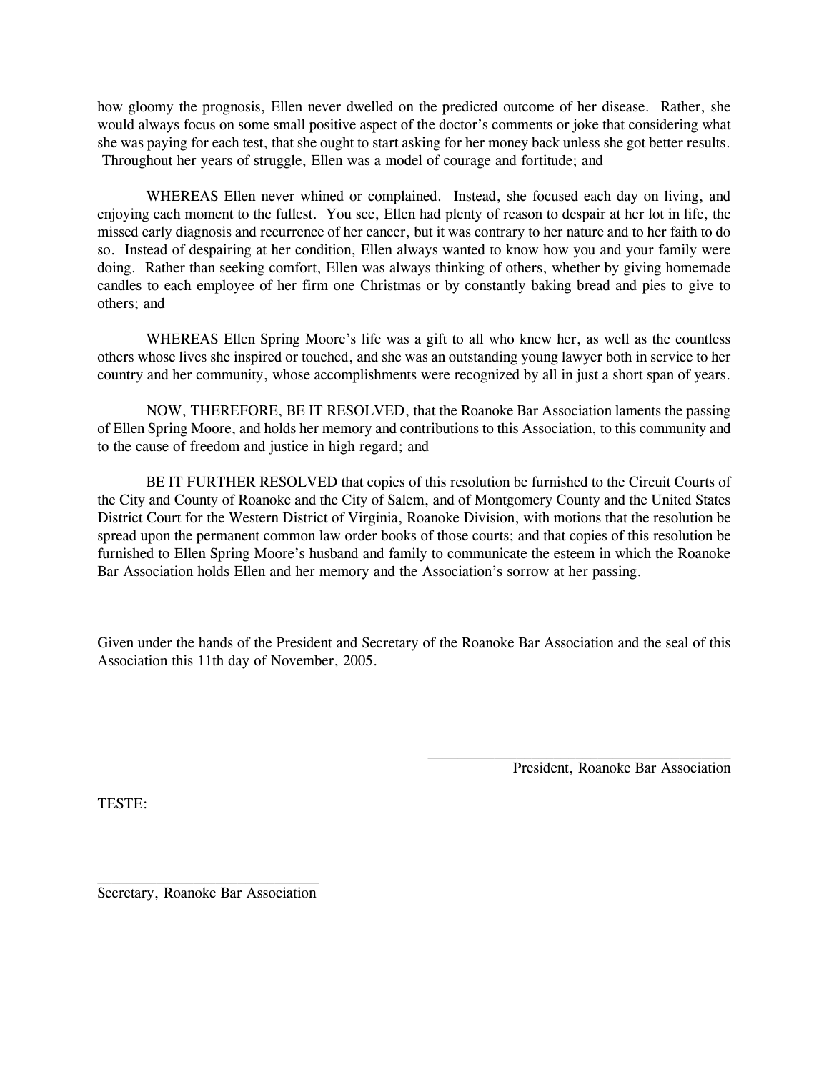how gloomy the prognosis, Ellen never dwelled on the predicted outcome of her disease. Rather, she would always focus on some small positive aspect of the doctor's comments or joke that considering what she was paying for each test, that she ought to start asking for her money back unless she got better results. Throughout her years of struggle, Ellen was a model of courage and fortitude; and

WHEREAS Ellen never whined or complained. Instead, she focused each day on living, and enjoying each moment to the fullest. You see, Ellen had plenty of reason to despair at her lot in life, the missed early diagnosis and recurrence of her cancer, but it was contrary to her nature and to her faith to do so. Instead of despairing at her condition, Ellen always wanted to know how you and your family were doing. Rather than seeking comfort, Ellen was always thinking of others, whether by giving homemade candles to each employee of her firm one Christmas or by constantly baking bread and pies to give to others; and

WHEREAS Ellen Spring Moore's life was a gift to all who knew her, as well as the countless others whose lives she inspired or touched, and she was an outstanding young lawyer both in service to her country and her community, whose accomplishments were recognized by all in just a short span of years.

NOW, THEREFORE, BE IT RESOLVED, that the Roanoke Bar Association laments the passing of Ellen Spring Moore, and holds her memory and contributions to this Association, to this community and to the cause of freedom and justice in high regard; and

BE IT FURTHER RESOLVED that copies of this resolution be furnished to the Circuit Courts of the City and County of Roanoke and the City of Salem, and of Montgomery County and the United States District Court for the Western District of Virginia, Roanoke Division, with motions that the resolution be spread upon the permanent common law order books of those courts; and that copies of this resolution be furnished to Ellen Spring Moore's husband and family to communicate the esteem in which the Roanoke Bar Association holds Ellen and her memory and the Association's sorrow at her passing.

Given under the hands of the President and Secretary of the Roanoke Bar Association and the seal of this Association this 11th day of November, 2005.

\_\_\_\_\_\_\_\_\_\_\_\_\_\_\_\_\_\_\_\_\_\_\_\_\_\_\_\_\_\_\_\_\_\_\_\_\_\_\_\_

President, Roanoke Bar Association

TESTE:

\_\_\_\_\_\_\_\_\_\_\_\_\_\_\_\_\_\_\_\_\_\_\_\_\_\_\_\_\_\_

Secretary, Roanoke Bar Association